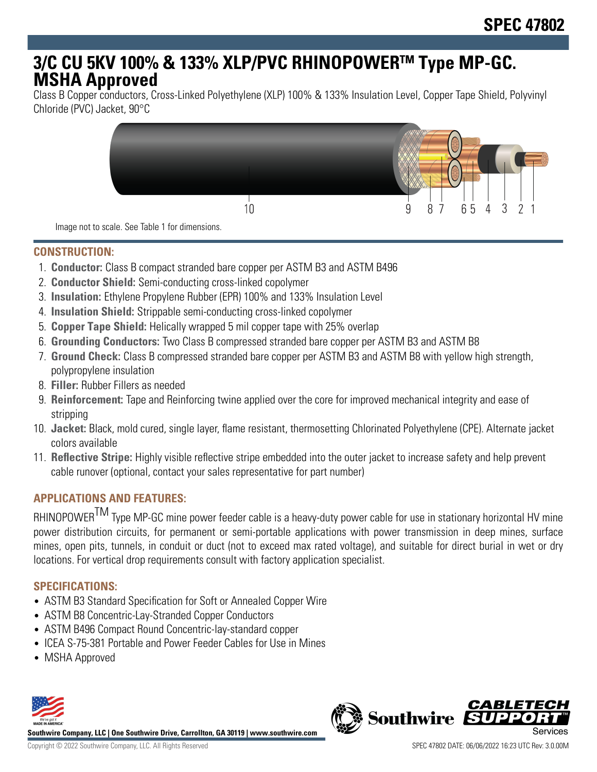# SPEC 47802

# 3/C CU 5KV 100% & 133% XLP/PVC RHINOPOWER™ Type MP-GC. MSHA Approved

Class B Copper conductors, Cross-Linked Polyethylene (XLP) 100% & 133% Insulation Level, Copper Tape Shield, Polyvinyl Chloride (PVC) Jacket, 90°C

10 9 8 7 6 5 4 3 2 1

Image not to scale. See Table 1 for dimensions.

## CONSTRUCTION:

1. **Conductor:** Class B compact stranded bare copper per ASTM B3 and ASTM B496
2. **Conductor Shield:** Semi-conducting cross-linked copolymer
3. **Insulation:** Ethylene Propylene Rubber (EPR) 100% and 133% Insulation Level
4. **Insulation Shield:** Strippable semi-conducting cross-linked copolymer
5. **Copper Tape Shield:** Helically wrapped 5 mil copper tape with 25% overlap
6. **Grounding Conductors:** Two Class B compressed stranded bare copper per ASTM B3 and ASTM B8
7. **Ground Check:** Class B compressed stranded bare copper per ASTM B3 and ASTM B8 with yellow high strength, polypropylene insulation
8. **Filler:** Rubber Fillers as needed
9. **Reinforcement:** Tape and Reinforcing twine applied over the core for improved mechanical integrity and ease of stripping
10. **Jacket:** Black, mold cured, single layer, flame resistant, thermosetting Chlorinated Polyethylene (CPE). Alternate jacket colors available
11. **Reflective Stripe:** Highly visible reflective stripe embedded into the outer jacket to increase safety and help prevent cable runover (optional, contact your sales representative for part number)

## APPLICATIONS AND FEATURES:

RHINOPOWER™ Type MP-GC mine power feeder cable is a heavy-duty power cable for use in stationary horizontal HV mine power distribution circuits, for permanent or semi-portable applications with power transmission in deep mines, surface mines, open pits, tunnels, in conduit or duct (not to exceed max rated voltage), and suitable for direct burial in wet or dry locations. For vertical drop requirements consult with factory application specialist.

## SPECIFICATIONS:

- ASTM B3 Standard Specification for Soft or Annealed Copper Wire
- ASTM B8 Concentric-Lay-Stranded Copper Conductors
- ASTM B496 Compact Round Concentric-lay-standard copper
- ICEA S-75-381 Portable and Power Feeder Cables for Use in Mines
- MSHA Approved

Southwire Company, LLC | One Southwire Drive, Carrollton, GA 30119 | www.southwire.com

Copyright © 2022 Southwire Company, LLC. All Rights Reserved

SPEC 47802 DATE: 06/06/2022 16:23 UTC Rev: 3.0.00M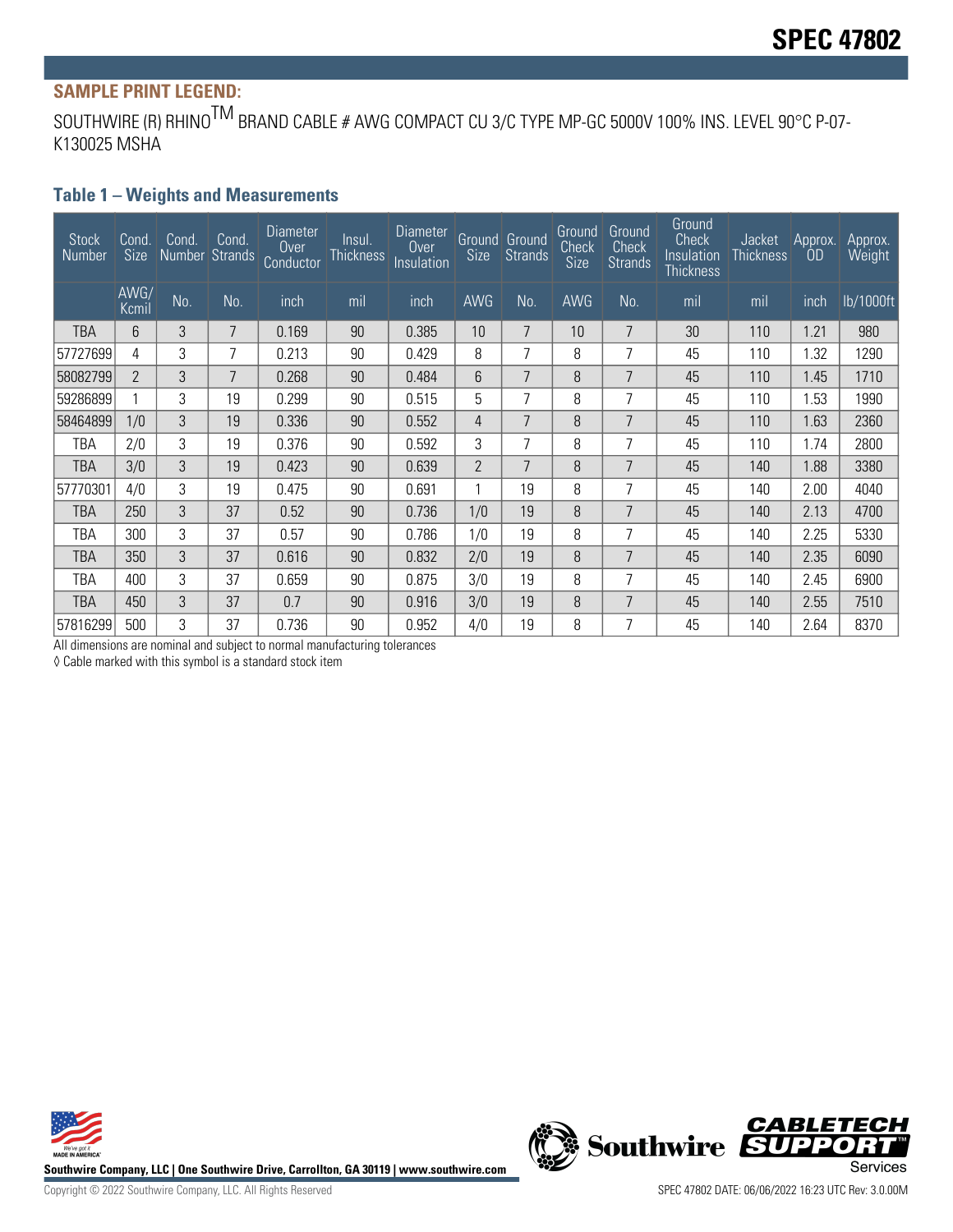# SPEC 47802

**SAMPLE PRINT LEGEND:**

SOUTHWIRE (R) RHINOTM BRAND CABLE # AWG COMPACT CU 3/C TYPE MP-GC 5000V 100% INS. LEVEL 90°C P-07-K130025 MSHA

### Table 1 – Weights and Measurements

| Stock Number | Cond. Size | Cond. Number | Cond. Strands | Diameter Over Conductor | Insul. Thickness | Diameter Over Insulation | Ground Size | Ground Strands | Ground Check Size | Ground Check Strands | Ground Check Insulation Thickness | Jacket Thickness | Approx. OD | Approx. Weight |
|---|---|---|---|---|---|---|---|---|---|---|---|---|---|---|
| | AWG/ Kcmil | No. | No. | inch | mil | inch | AWG | No. | AWG | No. | mil | mil | inch | lb/1000ft |
| TBA | 6 | 3 | 7 | 0.169 | 90 | 0.385 | 10 | 7 | 10 | 7 | 30 | 110 | 1.21 | 980 |
| 57727699 | 4 | 3 | 7 | 0.213 | 90 | 0.429 | 8 | 7 | 8 | 7 | 45 | 110 | 1.32 | 1290 |
| 58082799 | 2 | 3 | 7 | 0.268 | 90 | 0.484 | 6 | 7 | 8 | 7 | 45 | 110 | 1.45 | 1710 |
| 59286899 | 1 | 3 | 19 | 0.299 | 90 | 0.515 | 5 | 7 | 8 | 7 | 45 | 110 | 1.53 | 1990 |
| 58464899 | 1/0 | 3 | 19 | 0.336 | 90 | 0.552 | 4 | 7 | 8 | 7 | 45 | 110 | 1.63 | 2360 |
| TBA | 2/0 | 3 | 19 | 0.376 | 90 | 0.592 | 3 | 7 | 8 | 7 | 45 | 110 | 1.74 | 2800 |
| TBA | 3/0 | 3 | 19 | 0.423 | 90 | 0.639 | 2 | 7 | 8 | 7 | 45 | 140 | 1.88 | 3380 |
| 57770301 | 4/0 | 3 | 19 | 0.475 | 90 | 0.691 | 1 | 19 | 8 | 7 | 45 | 140 | 2.00 | 4040 |
| TBA | 250 | 3 | 37 | 0.52 | 90 | 0.736 | 1/0 | 19 | 8 | 7 | 45 | 140 | 2.13 | 4700 |
| TBA | 300 | 3 | 37 | 0.57 | 90 | 0.786 | 1/0 | 19 | 8 | 7 | 45 | 140 | 2.25 | 5330 |
| TBA | 350 | 3 | 37 | 0.616 | 90 | 0.832 | 2/0 | 19 | 8 | 7 | 45 | 140 | 2.35 | 6090 |
| TBA | 400 | 3 | 37 | 0.659 | 90 | 0.875 | 3/0 | 19 | 8 | 7 | 45 | 140 | 2.45 | 6900 |
| TBA | 450 | 3 | 37 | 0.7 | 90 | 0.916 | 3/0 | 19 | 8 | 7 | 45 | 140 | 2.55 | 7510 |
| 57816299 | 500 | 3 | 37 | 0.736 | 90 | 0.952 | 4/0 | 19 | 8 | 7 | 45 | 140 | 2.64 | 8370 |

All dimensions are nominal and subject to normal manufacturing tolerances

◊ Cable marked with this symbol is a standard stock item

Southwire Company, LLC | One Southwire Drive, Carrollton, GA 30119 | www.southwire.com

Copyright © 2022 Southwire Company, LLC. All Rights Reserved

SPEC 47802 DATE: 06/06/2022 16:23 UTC Rev: 3.0.00M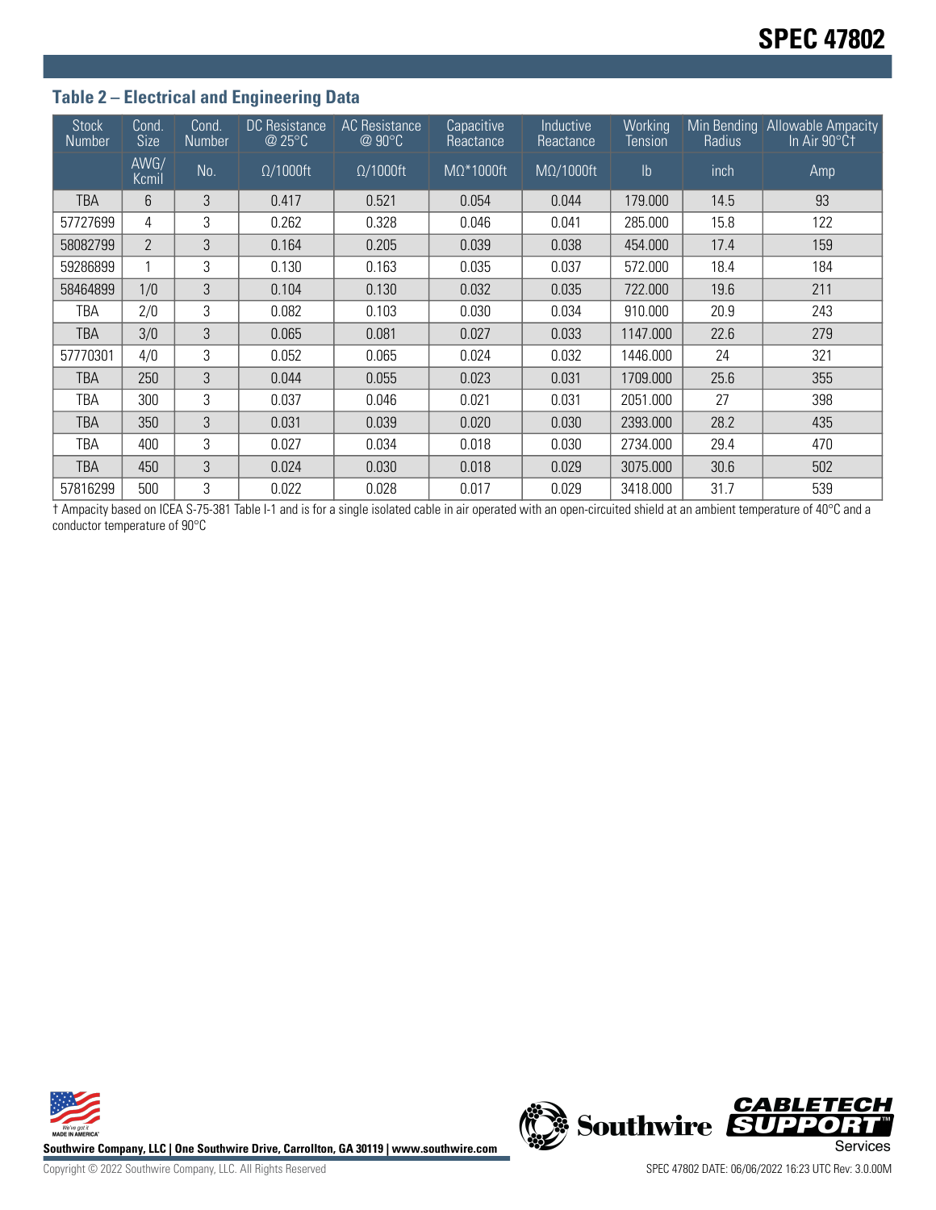### Table 2 – Electrical and Engineering Data

| Stock Number | Cond. Size | Cond. Number | DC Resistance @ 25°C | AC Resistance @ 90°C | Capacitive Reactance | Inductive Reactance | Working Tension | Min Bending Radius | Allowable Ampacity In Air 90°C† |
|---|---|---|---|---|---|---|---|---|---|
| | AWG/ Kcmil | No. | Ω/1000ft | Ω/1000ft | MΩ*1000ft | MΩ/1000ft | lb | inch | Amp |
| TBA | 6 | 3 | 0.417 | 0.521 | 0.054 | 0.044 | 179.000 | 14.5 | 93 |
| 57727699 | 4 | 3 | 0.262 | 0.328 | 0.046 | 0.041 | 285.000 | 15.8 | 122 |
| 58082799 | 2 | 3 | 0.164 | 0.205 | 0.039 | 0.038 | 454.000 | 17.4 | 159 |
| 59286899 | 1 | 3 | 0.130 | 0.163 | 0.035 | 0.037 | 572.000 | 18.4 | 184 |
| 58464899 | 1/0 | 3 | 0.104 | 0.130 | 0.032 | 0.035 | 722.000 | 19.6 | 211 |
| TBA | 2/0 | 3 | 0.082 | 0.103 | 0.030 | 0.034 | 910.000 | 20.9 | 243 |
| TBA | 3/0 | 3 | 0.065 | 0.081 | 0.027 | 0.033 | 1147.000 | 22.6 | 279 |
| 57770301 | 4/0 | 3 | 0.052 | 0.065 | 0.024 | 0.032 | 1446.000 | 24 | 321 |
| TBA | 250 | 3 | 0.044 | 0.055 | 0.023 | 0.031 | 1709.000 | 25.6 | 355 |
| TBA | 300 | 3 | 0.037 | 0.046 | 0.021 | 0.031 | 2051.000 | 27 | 398 |
| TBA | 350 | 3 | 0.031 | 0.039 | 0.020 | 0.030 | 2393.000 | 28.2 | 435 |
| TBA | 400 | 3 | 0.027 | 0.034 | 0.018 | 0.030 | 2734.000 | 29.4 | 470 |
| TBA | 450 | 3 | 0.024 | 0.030 | 0.018 | 0.029 | 3075.000 | 30.6 | 502 |
| 57816299 | 500 | 3 | 0.022 | 0.028 | 0.017 | 0.029 | 3418.000 | 31.7 | 539 |

† Ampacity based on ICEA S-75-381 Table I-1 and is for a single isolated cable in air operated with an open-circuited shield at an ambient temperature of 40°C and a conductor temperature of 90°C